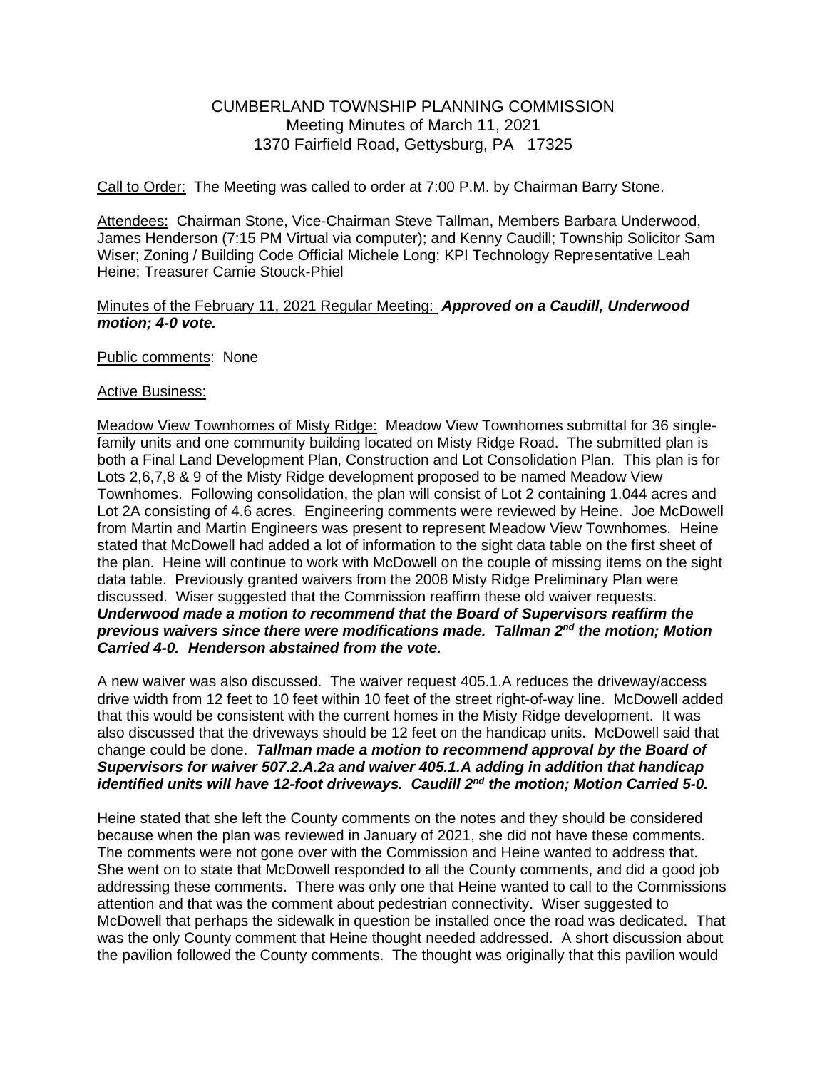# CUMBERLAND TOWNSHIP PLANNING COMMISSION

Meeting Minutes of March 11, 2021
1370 Fairfield Road, Gettysburg, PA 17325

Call to Order: The Meeting was called to order at 7:00 P.M. by Chairman Barry Stone.

Attendees: Chairman Stone, Vice-Chairman Steve Tallman, Members Barbara Underwood, James Henderson (7:15 PM Virtual via computer); and Kenny Caudill; Township Solicitor Sam Wiser; Zoning / Building Code Official Michele Long; KPI Technology Representative Leah Heine; Treasurer Camie Stouck-Phiel

Minutes of the February 11, 2021 Regular Meeting: ***Approved on a Caudill, Underwood motion; 4-0 vote.***

Public comments: None

Active Business:

Meadow View Townhomes of Misty Ridge: Meadow View Townhomes submittal for 36 single-family units and one community building located on Misty Ridge Road. The submitted plan is both a Final Land Development Plan, Construction and Lot Consolidation Plan. This plan is for Lots 2,6,7,8 & 9 of the Misty Ridge development proposed to be named Meadow View Townhomes. Following consolidation, the plan will consist of Lot 2 containing 1.044 acres and Lot 2A consisting of 4.6 acres. Engineering comments were reviewed by Heine. Joe McDowell from Martin and Martin Engineers was present to represent Meadow View Townhomes. Heine stated that McDowell had added a lot of information to the sight data table on the first sheet of the plan. Heine will continue to work with McDowell on the couple of missing items on the sight data table. Previously granted waivers from the 2008 Misty Ridge Preliminary Plan were discussed. Wiser suggested that the Commission reaffirm these old waiver requests. ***Underwood made a motion to recommend that the Board of Supervisors reaffirm the previous waivers since there were modifications made. Tallman 2nd the motion; Motion Carried 4-0. Henderson abstained from the vote.***

A new waiver was also discussed. The waiver request 405.1.A reduces the driveway/access drive width from 12 feet to 10 feet within 10 feet of the street right-of-way line. McDowell added that this would be consistent with the current homes in the Misty Ridge development. It was also discussed that the driveways should be 12 feet on the handicap units. McDowell said that change could be done. ***Tallman made a motion to recommend approval by the Board of Supervisors for waiver 507.2.A.2a and waiver 405.1.A adding in addition that handicap identified units will have 12-foot driveways. Caudill 2nd the motion; Motion Carried 5-0.***

Heine stated that she left the County comments on the notes and they should be considered because when the plan was reviewed in January of 2021, she did not have these comments. The comments were not gone over with the Commission and Heine wanted to address that. She went on to state that McDowell responded to all the County comments, and did a good job addressing these comments. There was only one that Heine wanted to call to the Commissions attention and that was the comment about pedestrian connectivity. Wiser suggested to McDowell that perhaps the sidewalk in question be installed once the road was dedicated. That was the only County comment that Heine thought needed addressed. A short discussion about the pavilion followed the County comments. The thought was originally that this pavilion would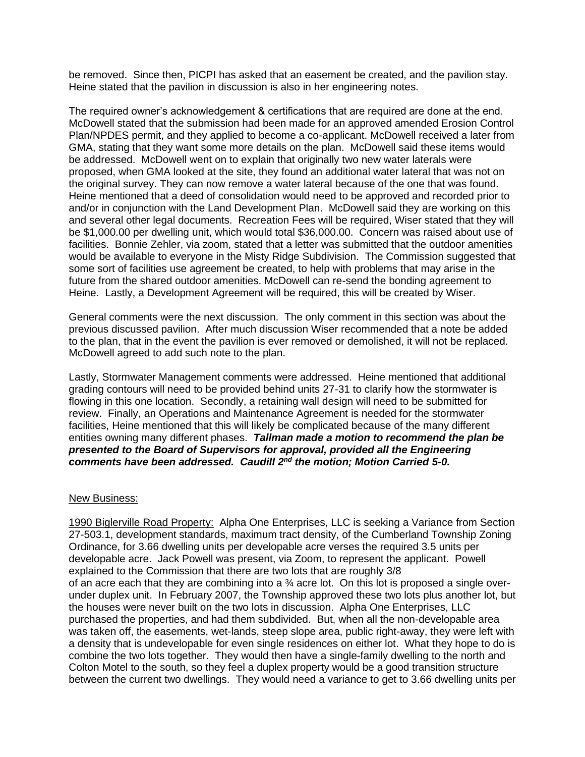be removed. Since then, PICPI has asked that an easement be created, and the pavilion stay. Heine stated that the pavilion in discussion is also in her engineering notes.

The required owner's acknowledgement & certifications that are required are done at the end. McDowell stated that the submission had been made for an approved amended Erosion Control Plan/NPDES permit, and they applied to become a co-applicant. McDowell received a later from GMA, stating that they want some more details on the plan. McDowell said these items would be addressed. McDowell went on to explain that originally two new water laterals were proposed, when GMA looked at the site, they found an additional water lateral that was not on the original survey. They can now remove a water lateral because of the one that was found. Heine mentioned that a deed of consolidation would need to be approved and recorded prior to and/or in conjunction with the Land Development Plan. McDowell said they are working on this and several other legal documents. Recreation Fees will be required, Wiser stated that they will be $1,000.00 per dwelling unit, which would total $36,000.00. Concern was raised about use of facilities. Bonnie Zehler, via zoom, stated that a letter was submitted that the outdoor amenities would be available to everyone in the Misty Ridge Subdivision. The Commission suggested that some sort of facilities use agreement be created, to help with problems that may arise in the future from the shared outdoor amenities. McDowell can re-send the bonding agreement to Heine. Lastly, a Development Agreement will be required, this will be created by Wiser.

General comments were the next discussion. The only comment in this section was about the previous discussed pavilion. After much discussion Wiser recommended that a note be added to the plan, that in the event the pavilion is ever removed or demolished, it will not be replaced. McDowell agreed to add such note to the plan.

Lastly, Stormwater Management comments were addressed. Heine mentioned that additional grading contours will need to be provided behind units 27-31 to clarify how the stormwater is flowing in this one location. Secondly, a retaining wall design will need to be submitted for review. Finally, an Operations and Maintenance Agreement is needed for the stormwater facilities, Heine mentioned that this will likely be complicated because of the many different entities owning many different phases. ***Tallman made a motion to recommend the plan be presented to the Board of Supervisors for approval, provided all the Engineering comments have been addressed. Caudill 2nd the motion; Motion Carried 5-0.***

New Business:

1990 Biglerville Road Property: Alpha One Enterprises, LLC is seeking a Variance from Section 27-503.1, development standards, maximum tract density, of the Cumberland Township Zoning Ordinance, for 3.66 dwelling units per developable acre verses the required 3.5 units per developable acre. Jack Powell was present, via Zoom, to represent the applicant. Powell explained to the Commission that there are two lots that are roughly 3/8 of an acre each that they are combining into a ¾ acre lot. On this lot is proposed a single over-under duplex unit. In February 2007, the Township approved these two lots plus another lot, but the houses were never built on the two lots in discussion. Alpha One Enterprises, LLC purchased the properties, and had them subdivided. But, when all the non-developable area was taken off, the easements, wet-lands, steep slope area, public right-away, they were left with a density that is undevelopable for even single residences on either lot. What they hope to do is combine the two lots together. They would then have a single-family dwelling to the north and Colton Motel to the south, so they feel a duplex property would be a good transition structure between the current two dwellings. They would need a variance to get to 3.66 dwelling units per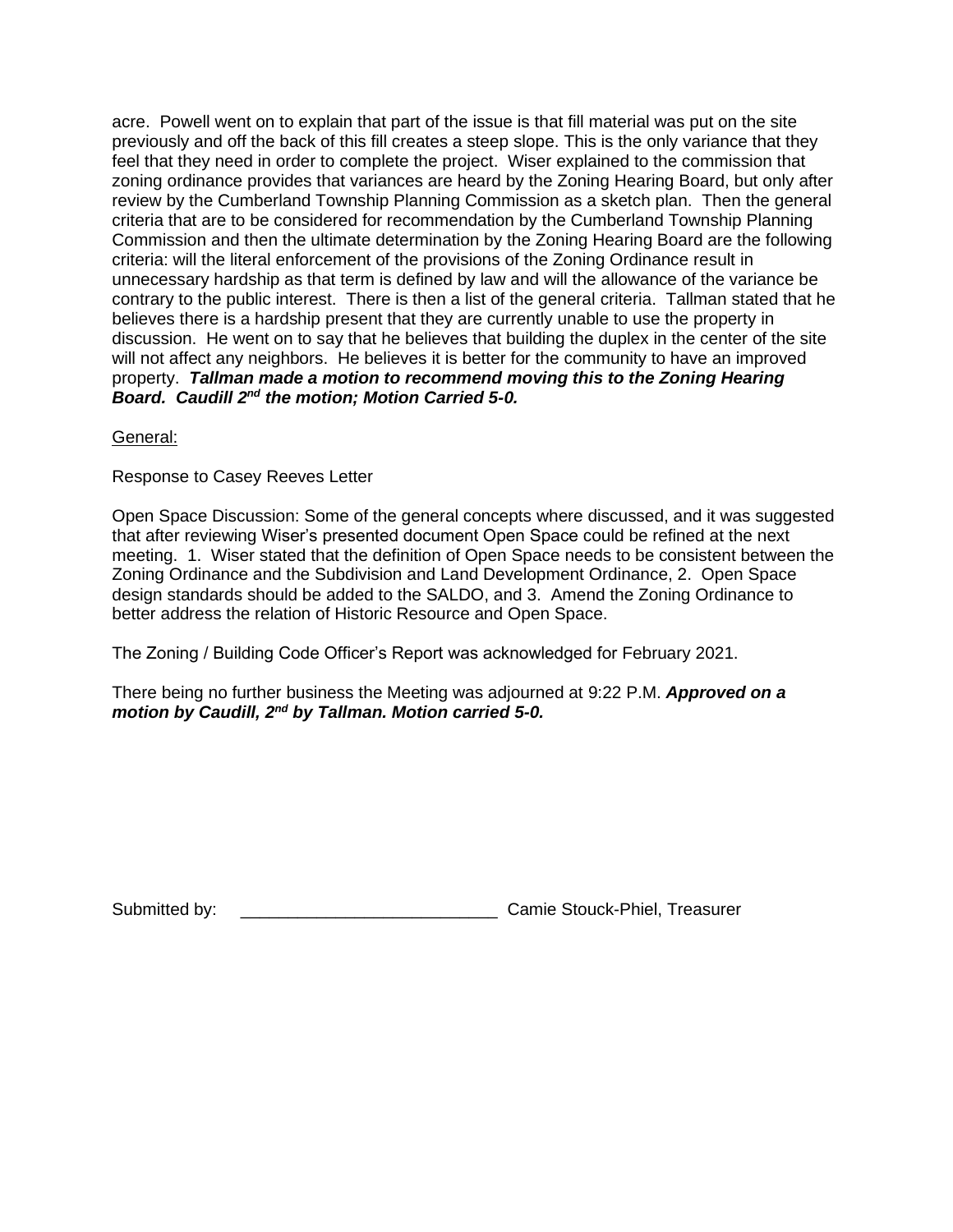acre. Powell went on to explain that part of the issue is that fill material was put on the site previously and off the back of this fill creates a steep slope. This is the only variance that they feel that they need in order to complete the project. Wiser explained to the commission that zoning ordinance provides that variances are heard by the Zoning Hearing Board, but only after review by the Cumberland Township Planning Commission as a sketch plan. Then the general criteria that are to be considered for recommendation by the Cumberland Township Planning Commission and then the ultimate determination by the Zoning Hearing Board are the following criteria: will the literal enforcement of the provisions of the Zoning Ordinance result in unnecessary hardship as that term is defined by law and will the allowance of the variance be contrary to the public interest. There is then a list of the general criteria. Tallman stated that he believes there is a hardship present that they are currently unable to use the property in discussion. He went on to say that he believes that building the duplex in the center of the site will not affect any neighbors. He believes it is better for the community to have an improved property. ***Tallman made a motion to recommend moving this to the Zoning Hearing Board. Caudill 2nd the motion; Motion Carried 5-0.***

<u>General:</u>

Response to Casey Reeves Letter

Open Space Discussion: Some of the general concepts where discussed, and it was suggested that after reviewing Wiser's presented document Open Space could be refined at the next meeting. 1. Wiser stated that the definition of Open Space needs to be consistent between the Zoning Ordinance and the Subdivision and Land Development Ordinance, 2. Open Space design standards should be added to the SALDO, and 3. Amend the Zoning Ordinance to better address the relation of Historic Resource and Open Space.

The Zoning / Building Code Officer's Report was acknowledged for February 2021.

There being no further business the Meeting was adjourned at 9:22 P.M. ***Approved on a motion by Caudill, 2nd by Tallman. Motion carried 5-0.***

Submitted by: \_\_\_\_\_\_\_\_\_\_\_\_\_\_\_\_\_\_\_\_\_\_\_\_\_\_\_ Camie Stouck-Phiel, Treasurer